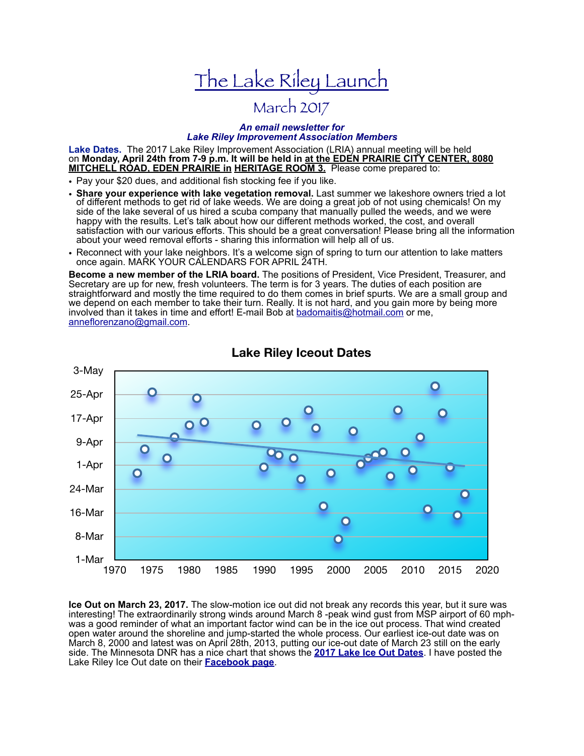# The Lake Riley Launch

## March 2017

***An email newsletter for***
***Lake Riley Improvement Association Members***

**Lake Dates.** The 2017 Lake Riley Improvement Association (LRIA) annual meeting will be held on **Monday, April 24th from 7-9 p.m. It will be held in at the EDEN PRAIRIE CITY CENTER, 8080 MITCHELL ROAD, EDEN PRAIRIE in HERITAGE ROOM 3.** Please come prepared to:

- Pay your $20 dues, and additional fish stocking fee if you like.
- **Share your experience with lake vegetation removal.** Last summer we lakeshore owners tried a lot of different methods to get rid of lake weeds. We are doing a great job of not using chemicals! On my side of the lake several of us hired a scuba company that manually pulled the weeds, and we were happy with the results. Let's talk about how our different methods worked, the cost, and overall satisfaction with our various efforts. This should be a great conversation! Please bring all the information about your weed removal efforts - sharing this information will help all of us.
- Reconnect with your lake neighbors. It's a welcome sign of spring to turn our attention to lake matters once again. MARK YOUR CALENDARS FOR APRIL 24TH.

**Become a new member of the LRIA board.** The positions of President, Vice President, Treasurer, and Secretary are up for new, fresh volunteers. The term is for 3 years. The duties of each position are straightforward and mostly the time required to do them comes in brief spurts. We are a small group and we depend on each member to take their turn. Really. It is not hard, and you gain more by being more involved than it takes in time and effort! E-mail Bob at badomaitis@hotmail.com or me, anneflorenzano@gmail.com.

**Lake Riley Iceout Dates**

**Ice Out on March 23, 2017.** The slow-motion ice out did not break any records this year, but it sure was interesting! The extraordinarily strong winds around March 8 -peak wind gust from MSP airport of 60 mph- was a good reminder of what an important factor wind can be in the ice out process. That wind created open water around the shoreline and jump-started the whole process. Our earliest ice-out date was on March 8, 2000 and latest was on April 28th, 2013, putting our ice-out date of March 23 still on the early side. The Minnesota DNR has a nice chart that shows the **2017 Lake Ice Out Dates**. I have posted the Lake Riley Ice Out date on their **Facebook page**.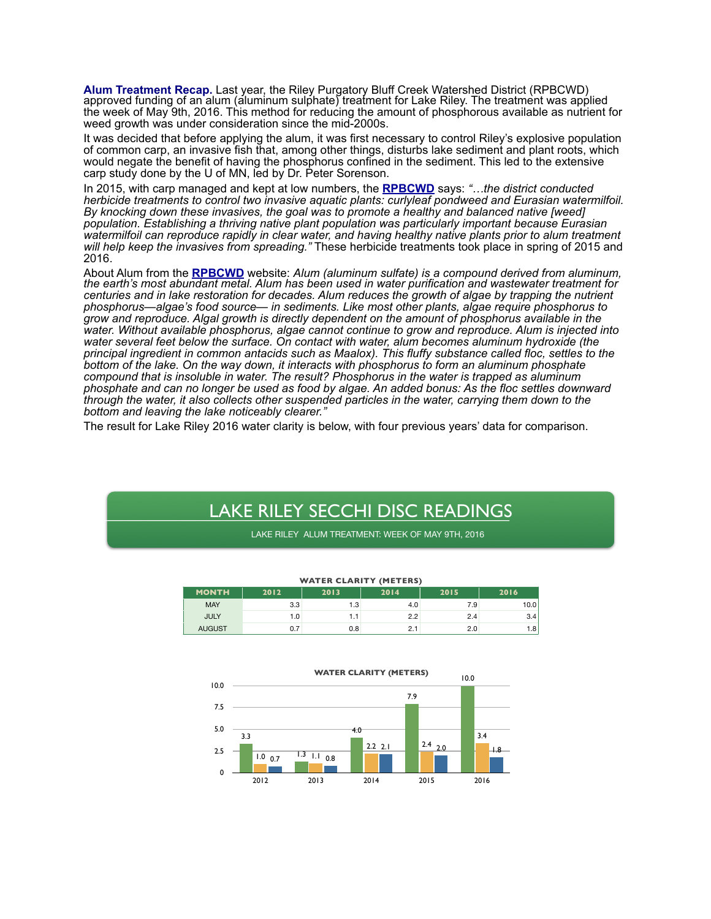**Alum Treatment Recap.** Last year, the Riley Purgatory Bluff Creek Watershed District (RPBCWD) approved funding of an alum (aluminum sulphate) treatment for Lake Riley. The treatment was applied the week of May 9th, 2016. This method for reducing the amount of phosphorous available as nutrient for weed growth was under consideration since the mid-2000s.

It was decided that before applying the alum, it was first necessary to control Riley's explosive population of common carp, an invasive fish that, among other things, disturbs lake sediment and plant roots, which would negate the benefit of having the phosphorus confined in the sediment. This led to the extensive carp study done by the U of MN, led by Dr. Peter Sorenson.

In 2015, with carp managed and kept at low numbers, the **RPBCWD** says: *"…the district conducted herbicide treatments to control two invasive aquatic plants: curlyleaf pondweed and Eurasian watermilfoil. By knocking down these invasives, the goal was to promote a healthy and balanced native [weed] population. Establishing a thriving native plant population was particularly important because Eurasian watermilfoil can reproduce rapidly in clear water, and having healthy native plants prior to alum treatment will help keep the invasives from spreading."* These herbicide treatments took place in spring of 2015 and 2016.

About Alum from the **RPBCWD** website: *Alum (aluminum sulfate) is a compound derived from aluminum, the earth's most abundant metal. Alum has been used in water purification and wastewater treatment for centuries and in lake restoration for decades. Alum reduces the growth of algae by trapping the nutrient phosphorus—algae's food source— in sediments. Like most other plants, algae require phosphorus to grow and reproduce. Algal growth is directly dependent on the amount of phosphorus available in the water. Without available phosphorus, algae cannot continue to grow and reproduce. Alum is injected into water several feet below the surface. On contact with water, alum becomes aluminum hydroxide (the principal ingredient in common antacids such as Maalox). This fluffy substance called floc, settles to the bottom of the lake. On the way down, it interacts with phosphorus to form an aluminum phosphate compound that is insoluble in water. The result? Phosphorus in the water is trapped as aluminum phosphate and can no longer be used as food by algae. An added bonus: As the floc settles downward through the water, it also collects other suspended particles in the water, carrying them down to the bottom and leaving the lake noticeably clearer."*

The result for Lake Riley 2016 water clarity is below, with four previous years' data for comparison.

## LAKE RILEY SECCHI DISC READINGS

LAKE RILEY ALUM TREATMENT: WEEK OF MAY 9TH, 2016

**WATER CLARITY (METERS)**

| MONTH | 2012 | 2013 | 2014 | 2015 | 2016 |
|---|---|---|---|---|---|
| MAY | 3.3 | 1.3 | 4.0 | 7.9 | 10.0 |
| JULY | 1.0 | 1.1 | 2.2 | 2.4 | 3.4 |
| AUGUST | 0.7 | 0.8 | 2.1 | 2.0 | 1.8 |

**WATER CLARITY (METERS)**

| Year | May | July | August |
|---|---|---|---|
| 2012 | 3.3 | 1.0 | 0.7 |
| 2013 | 1.3 | 1.1 | 0.8 |
| 2014 | 4.0 | 2.2 | 2.1 |
| 2015 | 7.9 | 2.4 | 2.0 |
| 2016 | 10.0 | 3.4 | 1.8 |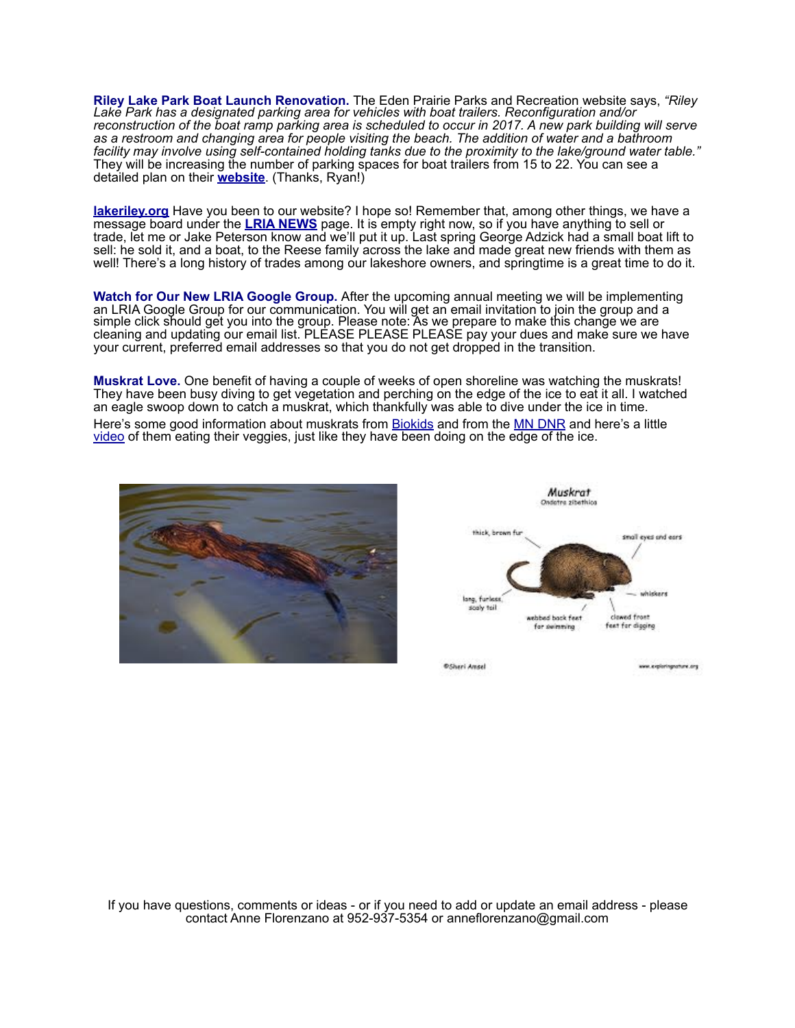**Riley Lake Park Boat Launch Renovation.** The Eden Prairie Parks and Recreation website says, *"Riley Lake Park has a designated parking area for vehicles with boat trailers. Reconfiguration and/or reconstruction of the boat ramp parking area is scheduled to occur in 2017. A new park building will serve as a restroom and changing area for people visiting the beach. The addition of water and a bathroom facility may involve using self-contained holding tanks due to the proximity to the lake/ground water table."* They will be increasing the number of parking spaces for boat trailers from 15 to 22. You can see a detailed plan on their **website**. (Thanks, Ryan!)

**lakeriley.org** Have you been to our website? I hope so! Remember that, among other things, we have a message board under the **LRIA NEWS** page. It is empty right now, so if you have anything to sell or trade, let me or Jake Peterson know and we'll put it up. Last spring George Adzick had a small boat lift to sell: he sold it, and a boat, to the Reese family across the lake and made great new friends with them as well! There's a long history of trades among our lakeshore owners, and springtime is a great time to do it.

**Watch for Our New LRIA Google Group.** After the upcoming annual meeting we will be implementing an LRIA Google Group for our communication. You will get an email invitation to join the group and a simple click should get you into the group. Please note: As we prepare to make this change we are cleaning and updating our email list. PLEASE PLEASE PLEASE pay your dues and make sure we have your current, preferred email addresses so that you do not get dropped in the transition.

**Muskrat Love.** One benefit of having a couple of weeks of open shoreline was watching the muskrats! They have been busy diving to get vegetation and perching on the edge of the ice to eat it all. I watched an eagle swoop down to catch a muskrat, which thankfully was able to dive under the ice in time.

Here's some good information about muskrats from Biokids and from the MN DNR and here's a little video of them eating their veggies, just like they have been doing on the edge of the ice.

If you have questions, comments or ideas - or if you need to add or update an email address - please contact Anne Florenzano at 952-937-5354 or anneflorenzano@gmail.com